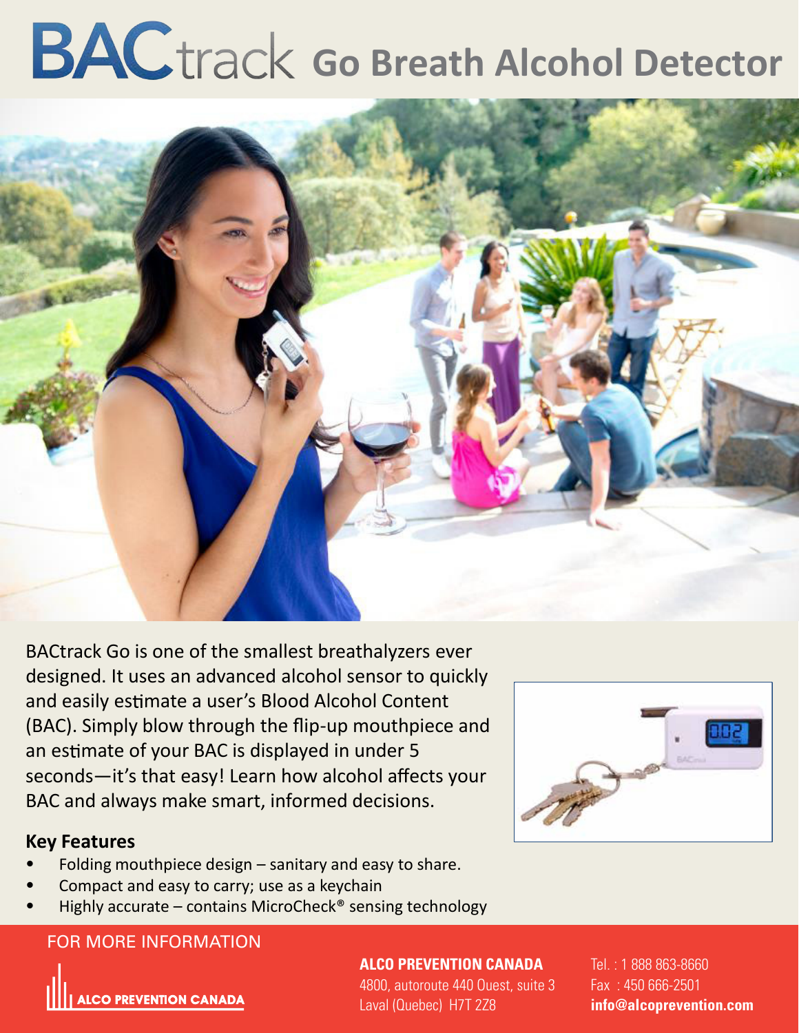# BACtrack Go Breath Alcohol Detector

BACtrack Go is one of the smallest breathalyzers ever designed. It uses an advanced alcohol sensor to quickly and easily estimate a user's Blood Alcohol Content (BAC). Simply blow through the flip-up mouthpiece and an estimate of your BAC is displayed in under 5 seconds—it's that easy! Learn how alcohol affects your BAC and always make smart, informed decisions.

## Key Features

- Folding mouthpiece design – sanitary and easy to share.
- Compact and easy to carry; use as a keychain
- Highly accurate – contains MicroCheck® sensing technology

FOR MORE INFORMATION

ALCO PREVENTION CANADA

**ALCO PREVENTION CANADA**
4800, autoroute 440 Ouest, suite 3
Laval (Quebec) H7T 2Z8

Tel. : 1 888 863-8660
Fax : 450 666-2501
**info@alcoprevention.com**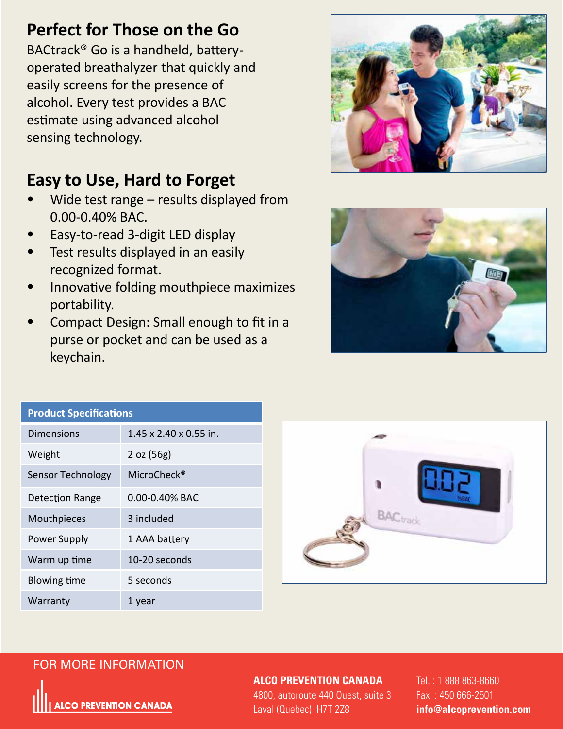## Perfect for Those on the Go

BACtrack® Go is a handheld, battery-operated breathalyzer that quickly and easily screens for the presence of alcohol. Every test provides a BAC estimate using advanced alcohol sensing technology.

## Easy to Use, Hard to Forget

- Wide test range – results displayed from 0.00-0.40% BAC.
- Easy-to-read 3-digit LED display
- Test results displayed in an easily recognized format.
- Innovative folding mouthpiece maximizes portability.
- Compact Design: Small enough to fit in a purse or pocket and can be used as a keychain.

| Product Specifications | |
|---|---|
| Dimensions | 1.45 x 2.40 x 0.55 in. |
| Weight | 2 oz (56g) |
| Sensor Technology | MicroCheck® |
| Detection Range | 0.00-0.40% BAC |
| Mouthpieces | 3 included |
| Power Supply | 1 AAA battery |
| Warm up time | 10-20 seconds |
| Blowing time | 5 seconds |
| Warranty | 1 year |

FOR MORE INFORMATION

ALCO PREVENTION CANADA

**ALCO PREVENTION CANADA**
4800, autoroute 440 Ouest, suite 3
Laval (Quebec) H7T 2Z8

Tel. : 1 888 863-8660
Fax : 450 666-2501
**info@alcoprevention.com**